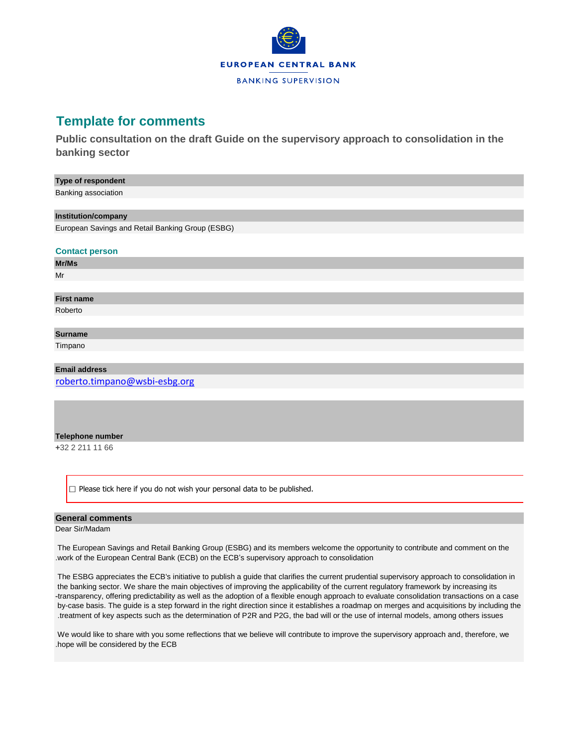EUROPEAN CENTRAL BANK

BANKING SUPERVISION

# Template for comments

## Public consultation on the draft Guide on the supervisory approach to consolidation in the banking sector

**Type of respondent**

Banking association

**Institution/company**

European Savings and Retail Banking Group (ESBG)

### Contact person

**Mr/Ms**

Mr

**First name**

Roberto

**Surname**

Timpano

**Email address**

roberto.timpano@wsbi-esbg.org

**Telephone number**

+32 2 211 11 66

☐ Please tick here if you do not wish your personal data to be published.

**General comments**

Dear Sir/Madam

The European Savings and Retail Banking Group (ESBG) and its members welcome the opportunity to contribute and comment on the work of the European Central Bank (ECB) on the ECB's supervisory approach to consolidation.

The ESBG appreciates the ECB's initiative to publish a guide that clarifies the current prudential supervisory approach to consolidation in the banking sector. We share the main objectives of improving the applicability of the current regulatory framework by increasing its transparency, offering predictability as well as the adoption of a flexible enough approach to evaluate consolidation transactions on a case-by-case basis. The guide is a step forward in the right direction since it establishes a roadmap on merges and acquisitions by including the treatment of key aspects such as the determination of P2R and P2G, the bad will or the use of internal models, among others issues.

We would like to share with you some reflections that we believe will contribute to improve the supervisory approach and, therefore, we hope will be considered by the ECB.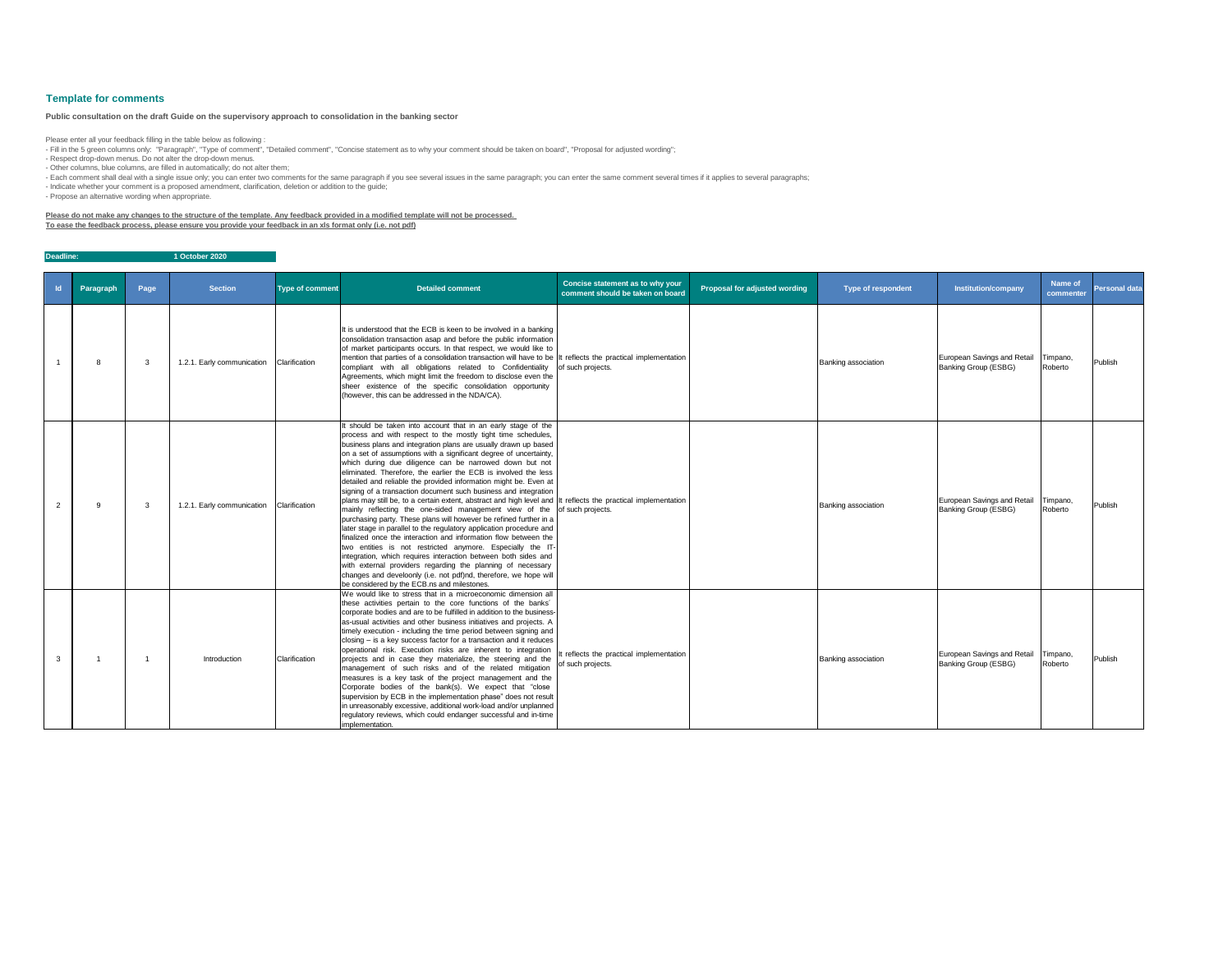## Template for comments

**Public consultation on the draft Guide on the supervisory approach to consolidation in the banking sector**

Please enter all your feedback filling in the table below as following :
- Fill in the 5 green columns only: "Paragraph", "Type of comment", "Detailed comment", "Concise statement as to why your comment should be taken on board", "Proposal for adjusted wording";
- Respect drop-down menus. Do not alter the drop-down menus.
- Other columns, blue columns, are filled in automatically; do not alter them;
- Each comment shall deal with a single issue only; you can enter two comments for the same paragraph if you see several issues in the same paragraph; you can enter the same comment several times if it applies to several paragraphs;
- Indicate whether your comment is a proposed amendment, clarification, deletion or addition to the guide;
- Propose an alternative wording when appropriate.

**Please do not make any changes to the structure of the template. Any feedback provided in a modified template will not be processed.**
**To ease the feedback process, please ensure you provide your feedback in an xls format only (i.e. not pdf)**

**Deadline: 1 October 2020**

| Id | Paragraph | Page | Section | Type of comment | Detailed comment | Concise statement as to why your comment should be taken on board | Proposal for adjusted wording | Type of respondent | Institution/company | Name of commenter | Personal data |
|---|---|---|---|---|---|---|---|---|---|---|---|
| 1 | 8 | 3 | 1.2.1. Early communication | Clarification | It is understood that the ECB is keen to be involved in a banking consolidation transaction asap and before the public information of market participants occurs. In that respect, we would like to mention that parties of a consolidation transaction will have to be compliant with all obligations related to Confidentiality Agreements, which might limit the freedom to disclose even the sheer existence of the specific consolidation opportunity (however, this can be addressed in the NDA/CA). | It reflects the practical implementation of such projects. | | Banking association | European Savings and Retail Banking Group (ESBG) | Timpano, Roberto | Publish |
| 2 | 9 | 3 | 1.2.1. Early communication | Clarification | It should be taken into account that in an early stage of the process and with respect to the mostly tight time schedules, business plans and integration plans are usually drawn up based on a set of assumptions with a significant degree of uncertainty, which during due diligence can be narrowed down but not eliminated. Therefore, the earlier the ECB is involved the less detailed and reliable the provided information might be. Even at signing of a transaction document such business and integration plans may still be, to a certain extent, abstract and high level and mainly reflecting the one-sided management view of the purchasing party. These plans will however be refined further in a later stage in parallel to the regulatory application procedure and finalized once the interaction and information flow between the two entities is not restricted anymore. Especially the IT-integration, which requires interaction between both sides and with external providers regarding the planning of necessary changes and develoonly (i.e. not pdf)nd, therefore, we hope will be considered by the ECB.ns and milestones. | It reflects the practical implementation of such projects. | | Banking association | European Savings and Retail Banking Group (ESBG) | Timpano, Roberto | Publish |
| 3 | 1 | 1 | Introduction | Clarification | We would like to stress that in a microeconomic dimension all these activities pertain to the core functions of the banks´ corporate bodies and are to be fulfilled in addition to the business-as-usual activities and other business initiatives and projects. A timely execution - including the time period between signing and closing – is a key success factor for a transaction and it reduces operational risk. Execution risks are inherent to integration projects and in case they materialize, the steering and the management of such risks and of the related mitigation measures is a key task of the project management and the Corporate bodies of the bank(s). We expect that "close supervision by ECB in the implementation phase" does not result in unreasonably excessive, additional work-load and/or unplanned regulatory reviews, which could endanger successful and in-time implementation. | It reflects the practical implementation of such projects. | | Banking association | European Savings and Retail Banking Group (ESBG) | Timpano, Roberto | Publish |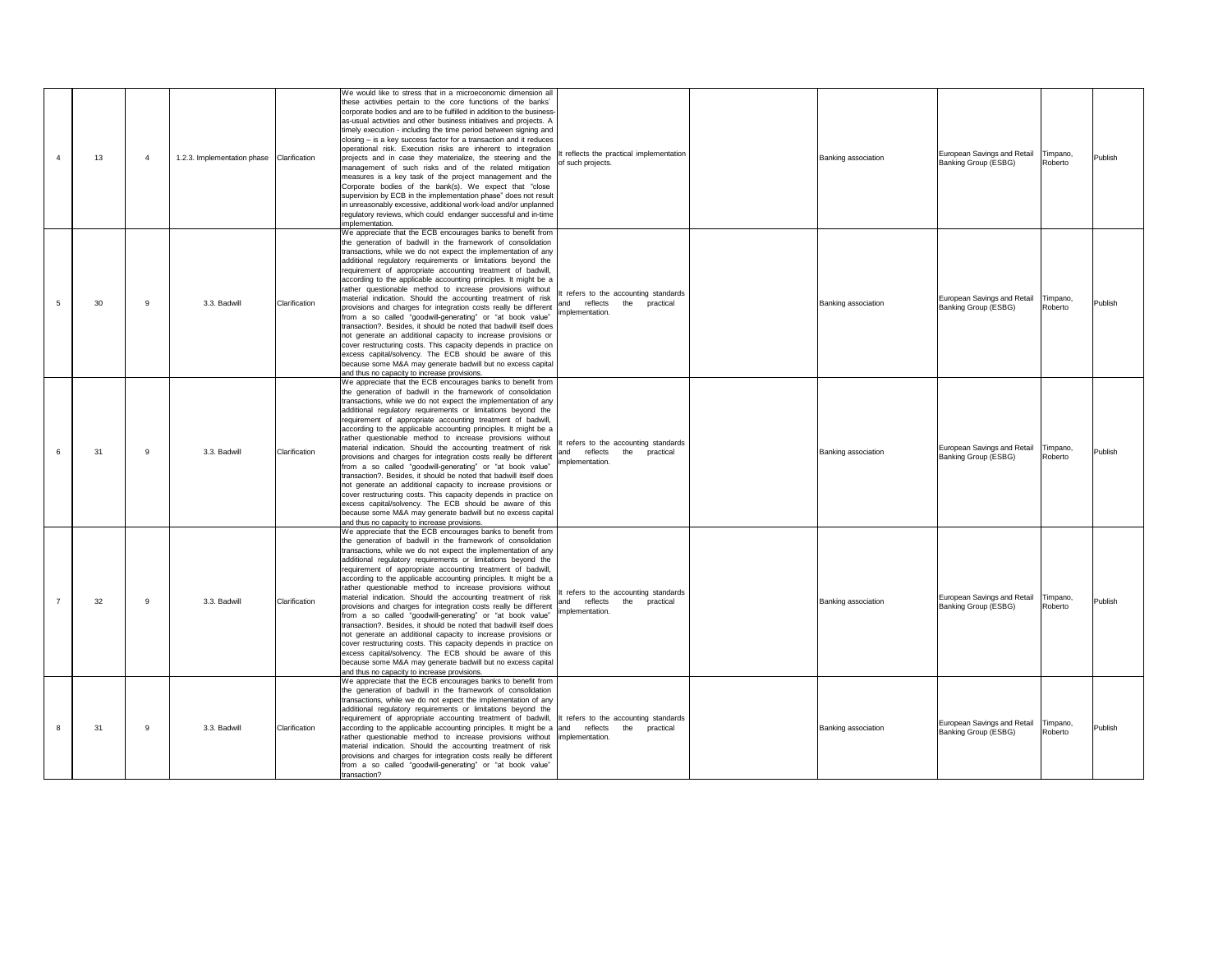| | | | | | | | | | | | |
|---|---|---|---|---|---|---|---|---|---|---|---|
| 4 | 13 | 4 | 1.2.3. Implementation phase | Clarification | We would like to stress that in a microeconomic dimension all these activities pertain to the core functions of the banks' corporate bodies and are to be fulfilled in addition to the business-as-usual activities and other business initiatives and projects. A timely execution - including the time period between signing and closing – is a key success factor for a transaction and it reduces operational risk. Execution risks are inherent to integration projects and in case they materialize, the steering and the management of such risks and of the related mitigation measures is a key task of the project management and the Corporate bodies of the bank(s). We expect that "close supervision by ECB in the implementation phase" does not result in unreasonably excessive, additional work-load and/or unplanned regulatory reviews, which could endanger successful and in-time implementation. | It reflects the practical implementation of such projects. | | Banking association | European Savings and Retail Banking Group (ESBG) | Timpano, Roberto | Publish |
| 5 | 30 | 9 | 3.3. Badwill | Clarification | We appreciate that the ECB encourages banks to benefit from the generation of badwill in the framework of consolidation transactions, while we do not expect the implementation of any additional regulatory requirements or limitations beyond the requirement of appropriate accounting treatment of badwill, according to the applicable accounting principles. It might be a rather questionable method to increase provisions without material indication. Should the accounting treatment of risk provisions and charges for integration costs really be different from a so called "goodwill-generating" or "at book value" transaction?. Besides, it should be noted that badwill itself does not generate an additional capacity to increase provisions or cover restructuring costs. This capacity depends in practice on excess capital/solvency. The ECB should be aware of this because some M&A may generate badwill but no excess capital and thus no capacity to increase provisions. | It refers to the accounting standards and reflects the practical implementation. | | Banking association | European Savings and Retail Banking Group (ESBG) | Timpano, Roberto | Publish |
| 6 | 31 | 9 | 3.3. Badwill | Clarification | We appreciate that the ECB encourages banks to benefit from the generation of badwill in the framework of consolidation transactions, while we do not expect the implementation of any additional regulatory requirements or limitations beyond the requirement of appropriate accounting treatment of badwill, according to the applicable accounting principles. It might be a rather questionable method to increase provisions without material indication. Should the accounting treatment of risk provisions and charges for integration costs really be different from a so called "goodwill-generating" or "at book value" transaction?. Besides, it should be noted that badwill itself does not generate an additional capacity to increase provisions or cover restructuring costs. This capacity depends in practice on excess capital/solvency. The ECB should be aware of this because some M&A may generate badwill but no excess capital and thus no capacity to increase provisions. | It refers to the accounting standards and reflects the practical implementation. | | Banking association | European Savings and Retail Banking Group (ESBG) | Timpano, Roberto | Publish |
| 7 | 32 | 9 | 3.3. Badwill | Clarification | We appreciate that the ECB encourages banks to benefit from the generation of badwill in the framework of consolidation transactions, while we do not expect the implementation of any additional regulatory requirements or limitations beyond the requirement of appropriate accounting treatment of badwill, according to the applicable accounting principles. It might be a rather questionable method to increase provisions without material indication. Should the accounting treatment of risk provisions and charges for integration costs really be different from a so called "goodwill-generating" or "at book value" transaction?. Besides, it should be noted that badwill itself does not generate an additional capacity to increase provisions or cover restructuring costs. This capacity depends in practice on excess capital/solvency. The ECB should be aware of this because some M&A may generate badwill but no excess capital and thus no capacity to increase provisions. | It refers to the accounting standards and reflects the practical implementation. | | Banking association | European Savings and Retail Banking Group (ESBG) | Timpano, Roberto | Publish |
| 8 | 31 | 9 | 3.3. Badwill | Clarification | We appreciate that the ECB encourages banks to benefit from the generation of badwill in the framework of consolidation transactions, while we do not expect the implementation of any additional regulatory requirements or limitations beyond the requirement of appropriate accounting treatment of badwill, according to the applicable accounting principles. It might be a rather questionable method to increase provisions without material indication. Should the accounting treatment of risk provisions and charges for integration costs really be different from a so called "goodwill-generating" or "at book value" transaction? | It refers to the accounting standards and reflects the practical implementation. | | Banking association | European Savings and Retail Banking Group (ESBG) | Timpano, Roberto | Publish |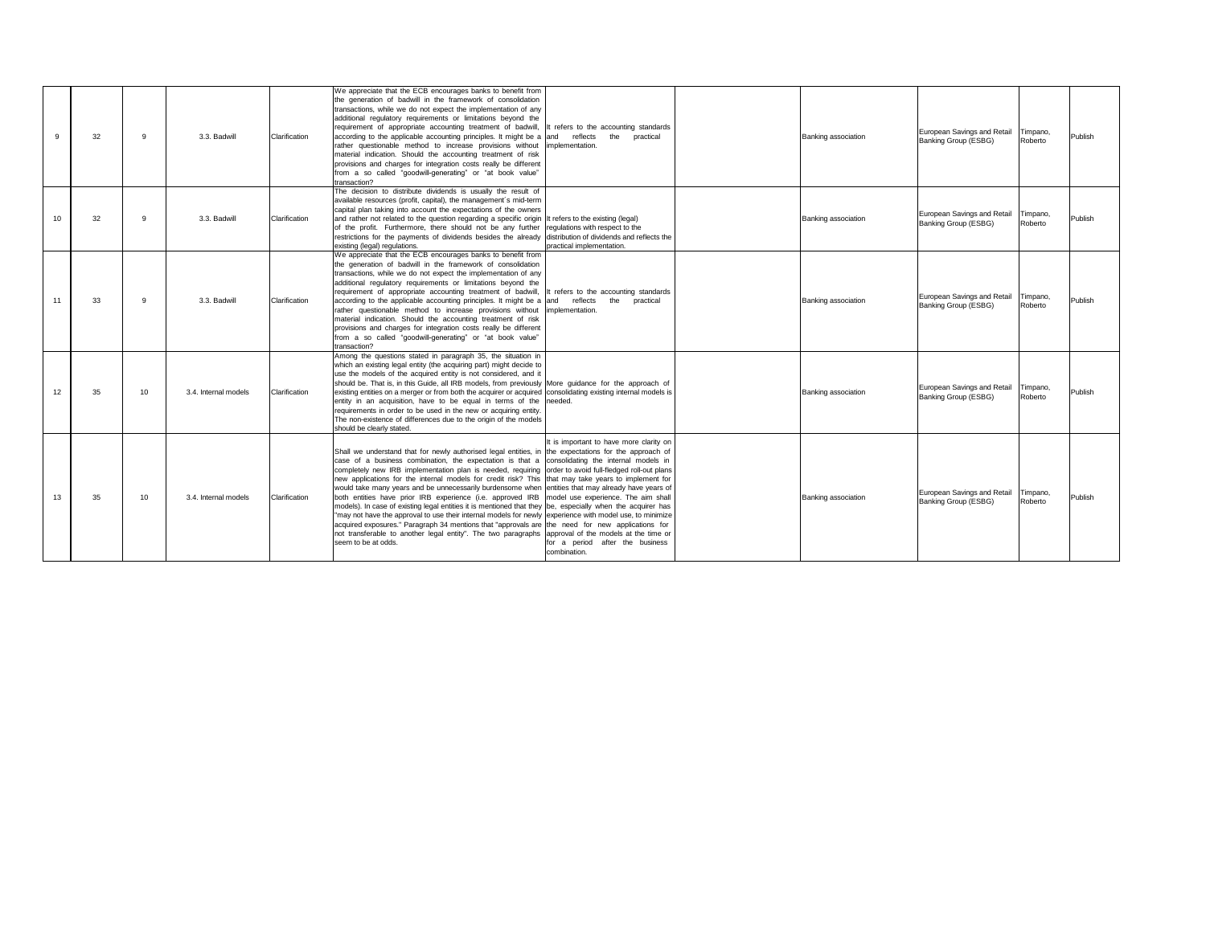| | | | | | | | | | | | |
|---|---|---|---|---|---|---|---|---|---|---|---|
| 9 | 32 | 9 | 3.3. Badwill | Clarification | We appreciate that the ECB encourages banks to benefit from the generation of badwill in the framework of consolidation transactions, while we do not expect the implementation of any additional regulatory requirements or limitations beyond the requirement of appropriate accounting treatment of badwill, according to the applicable accounting principles. It might be a rather questionable method to increase provisions without material indication. Should the accounting treatment of risk provisions and charges for integration costs really be different from a so called "goodwill-generating" or "at book value" transaction? | It refers to the accounting standards and reflects the practical implementation. | | Banking association | European Savings and Retail Banking Group (ESBG) | Timpano, Roberto | Publish |
| 10 | 32 | 9 | 3.3. Badwill | Clarification | The decision to distribute dividends is usually the result of available resources (profit, capital), the management´s mid-term capital plan taking into account the expectations of the owners and rather not related to the question regarding a specific origin of the profit. Furthermore, there should not be any further restrictions for the payments of dividends besides the already existing (legal) regulations. | It refers to the existing (legal) regulations with respect to the distribution of dividends and reflects the practical implementation. | | Banking association | European Savings and Retail Banking Group (ESBG) | Timpano, Roberto | Publish |
| 11 | 33 | 9 | 3.3. Badwill | Clarification | We appreciate that the ECB encourages banks to benefit from the generation of badwill in the framework of consolidation transactions, while we do not expect the implementation of any additional regulatory requirements or limitations beyond the requirement of appropriate accounting treatment of badwill, according to the applicable accounting principles. It might be a rather questionable method to increase provisions without material indication. Should the accounting treatment of risk provisions and charges for integration costs really be different from a so called "goodwill-generating" or "at book value" transaction? | It refers to the accounting standards and reflects the practical implementation. | | Banking association | European Savings and Retail Banking Group (ESBG) | Timpano, Roberto | Publish |
| 12 | 35 | 10 | 3.4. Internal models | Clarification | Among the questions stated in paragraph 35, the situation in which an existing legal entity (the acquiring part) might decide to use the models of the acquired entity is not considered, and it should be. That is, in this Guide, all IRB models, from previously existing entities on a merger or from both the acquirer or acquired entity in an acquisition, have to be equal in terms of the requirements in order to be used in the new or acquiring entity. The non-existence of differences due to the origin of the models should be clearly stated. | More guidance for the approach of consolidating existing internal models is needed. | | Banking association | European Savings and Retail Banking Group (ESBG) | Timpano, Roberto | Publish |
| 13 | 35 | 10 | 3.4. Internal models | Clarification | Shall we understand that for newly authorised legal entities, in case of a business combination, the expectation is that a completely new IRB implementation plan is needed, requiring new applications for the internal models for credit risk? This would take many years and be unnecessarily burdensome when both entities have prior IRB experience (i.e. approved IRB models). In case of existing legal entities it is mentioned that they "may not have the approval to use their internal models for newly acquired exposures." Paragraph 34 mentions that "approvals are not transferable to another legal entity". The two paragraphs seem to be at odds. | It is important to have more clarity on the expectations for the approach of consolidating the internal models in order to avoid full-fledged roll-out plans that may take years to implement for entities that may already have years of model use experience. The aim shall be, especially when the acquirer has experience with model use, to minimize the need for new applications for approval of the models at the time or for a period after the business combination. | | Banking association | European Savings and Retail Banking Group (ESBG) | Timpano, Roberto | Publish |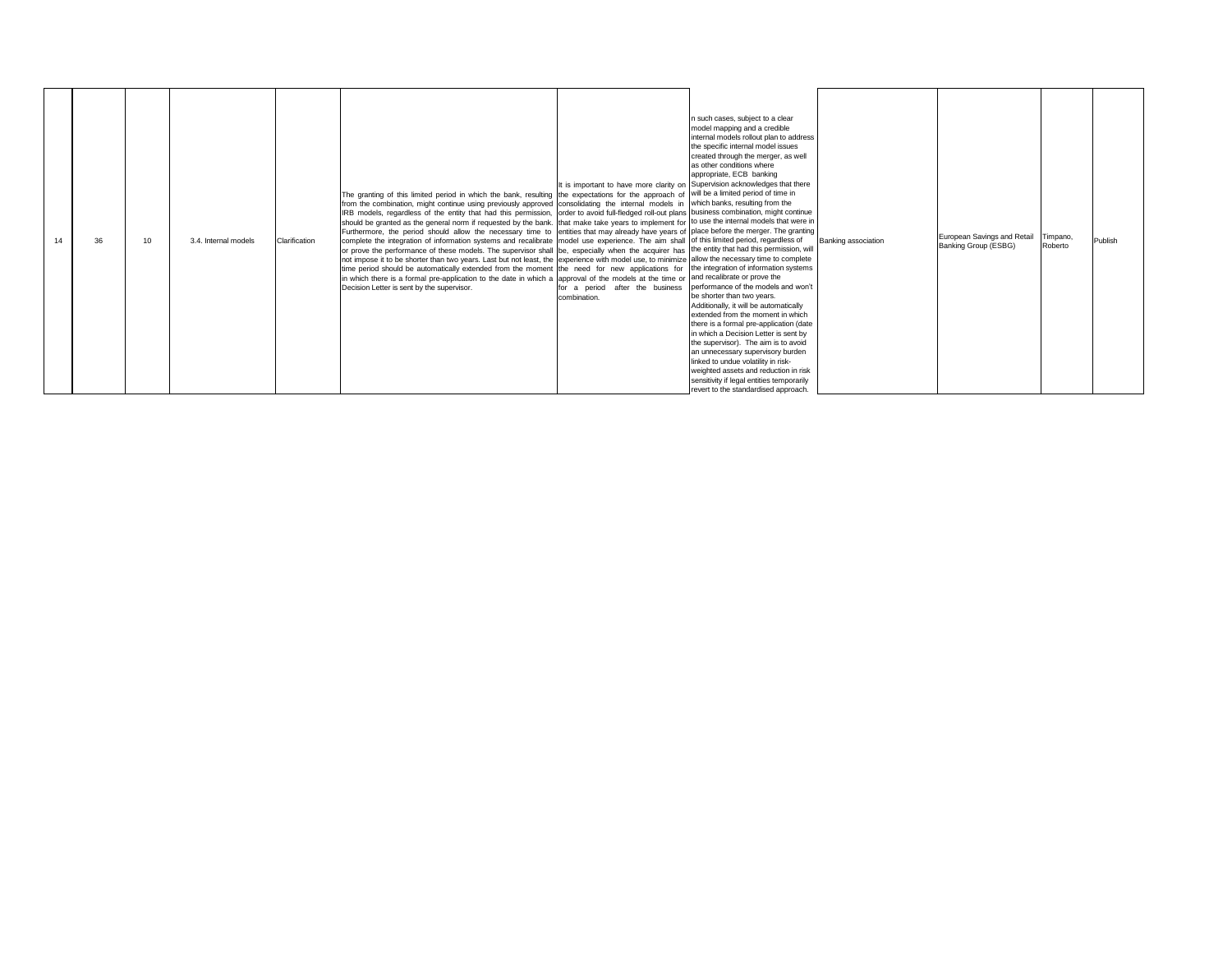| | | | | | | | | | | | |
|---|---|---|---|---|---|---|---|---|---|---|---|
| 14 | 36 | 10 | 3.4. Internal models | Clarification | The granting of this limited period in which the bank, resulting from the combination, might continue using previously approved IRB models, regardless of the entity that had this permission, should be granted as the general norm if requested by the bank. Furthermore, the period should allow the necessary time to complete the integration of information systems and recalibrate or prove the performance of these models. The supervisor shall not impose it to be shorter than two years. Last but not least, the time period should be automatically extended from the moment in which there is a formal pre-application to the date in which a Decision Letter is sent by the supervisor. | It is important to have more clarity on the expectations for the approach of consolidating the internal models in order to avoid full-fledged roll-out plans that make take years to implement for entities that may already have years of model use experience. The aim shall be, especially when the acquirer has experience with model use, to minimize the need for new applications for approval of the models at the time or for a period after the business combination. | n such cases, subject to a clear model mapping and a credible internal models rollout plan to address the specific internal model issues created through the merger, as well as other conditions where appropriate, ECB banking Supervision acknowledges that there will be a limited period of time in which banks, resulting from the business combination, might continue to use the internal models that were in place before the merger. The granting of this limited period, regardless of the entity that had this permission, will allow the necessary time to complete the integration of information systems and recalibrate or prove the performance of the models and won't be shorter than two years. Additionally, it will be automatically extended from the moment in which there is a formal pre-application (date in which a Decision Letter is sent by the supervisor). The aim is to avoid an unnecessary supervisory burden linked to undue volatility in risk-weighted assets and reduction in risk sensitivity if legal entities temporarily revert to the standardised approach. | Banking association | European Savings and Retail Banking Group (ESBG) | Timpano, Roberto | Publish |